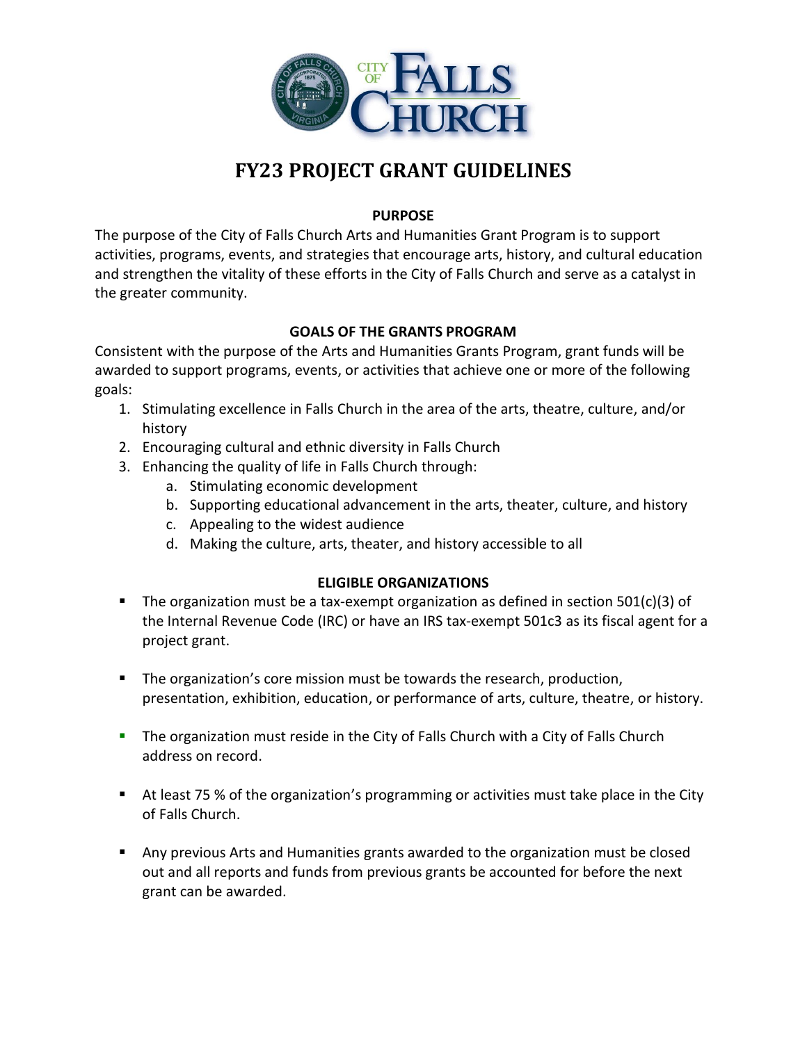# FY23 PROJECT GRANT GUIDELINES

## PURPOSE

The purpose of the City of Falls Church Arts and Humanities Grant Program is to support activities, programs, events, and strategies that encourage arts, history, and cultural education and strengthen the vitality of these efforts in the City of Falls Church and serve as a catalyst in the greater community.

## GOALS OF THE GRANTS PROGRAM

Consistent with the purpose of the Arts and Humanities Grants Program, grant funds will be awarded to support programs, events, or activities that achieve one or more of the following goals:

1. Stimulating excellence in Falls Church in the area of the arts, theatre, culture, and/or history
2. Encouraging cultural and ethnic diversity in Falls Church
3. Enhancing the quality of life in Falls Church through:
   a. Stimulating economic development
   b. Supporting educational advancement in the arts, theater, culture, and history
   c. Appealing to the widest audience
   d. Making the culture, arts, theater, and history accessible to all

## ELIGIBLE ORGANIZATIONS

- The organization must be a tax-exempt organization as defined in section 501(c)(3) of the Internal Revenue Code (IRC) or have an IRS tax-exempt 501c3 as its fiscal agent for a project grant.
- The organization's core mission must be towards the research, production, presentation, exhibition, education, or performance of arts, culture, theatre, or history.
- The organization must reside in the City of Falls Church with a City of Falls Church address on record.
- At least 75 % of the organization's programming or activities must take place in the City of Falls Church.
- Any previous Arts and Humanities grants awarded to the organization must be closed out and all reports and funds from previous grants be accounted for before the next grant can be awarded.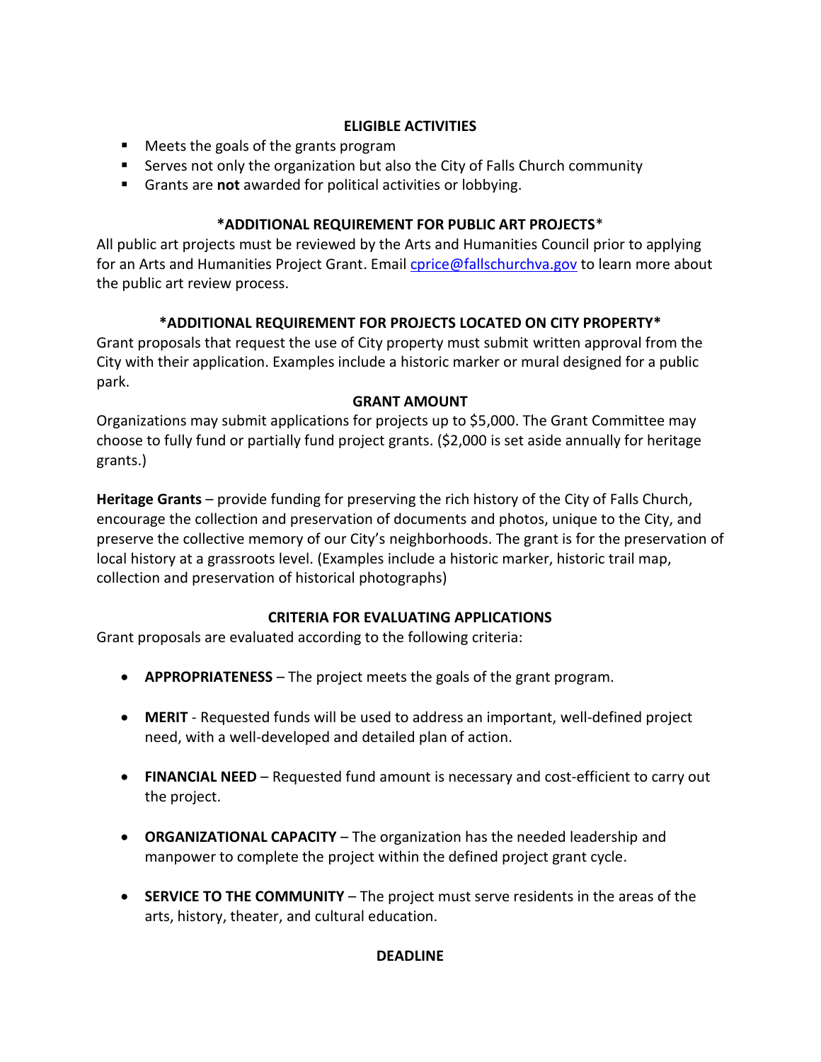## ELIGIBLE ACTIVITIES

- Meets the goals of the grants program
- Serves not only the organization but also the City of Falls Church community
- Grants are **not** awarded for political activities or lobbying.

## *ADDITIONAL REQUIREMENT FOR PUBLIC ART PROJECTS*

All public art projects must be reviewed by the Arts and Humanities Council prior to applying for an Arts and Humanities Project Grant. Email cprice@fallschurchva.gov to learn more about the public art review process.

## *ADDITIONAL REQUIREMENT FOR PROJECTS LOCATED ON CITY PROPERTY*

Grant proposals that request the use of City property must submit written approval from the City with their application. Examples include a historic marker or mural designed for a public park.

## GRANT AMOUNT

Organizations may submit applications for projects up to $5,000. The Grant Committee may choose to fully fund or partially fund project grants. ($2,000 is set aside annually for heritage grants.)

**Heritage Grants** – provide funding for preserving the rich history of the City of Falls Church, encourage the collection and preservation of documents and photos, unique to the City, and preserve the collective memory of our City's neighborhoods. The grant is for the preservation of local history at a grassroots level. (Examples include a historic marker, historic trail map, collection and preservation of historical photographs)

## CRITERIA FOR EVALUATING APPLICATIONS

Grant proposals are evaluated according to the following criteria:

- **APPROPRIATENESS** – The project meets the goals of the grant program.
- **MERIT** - Requested funds will be used to address an important, well-defined project need, with a well-developed and detailed plan of action.
- **FINANCIAL NEED** – Requested fund amount is necessary and cost-efficient to carry out the project.
- **ORGANIZATIONAL CAPACITY** – The organization has the needed leadership and manpower to complete the project within the defined project grant cycle.
- **SERVICE TO THE COMMUNITY** – The project must serve residents in the areas of the arts, history, theater, and cultural education.

## DEADLINE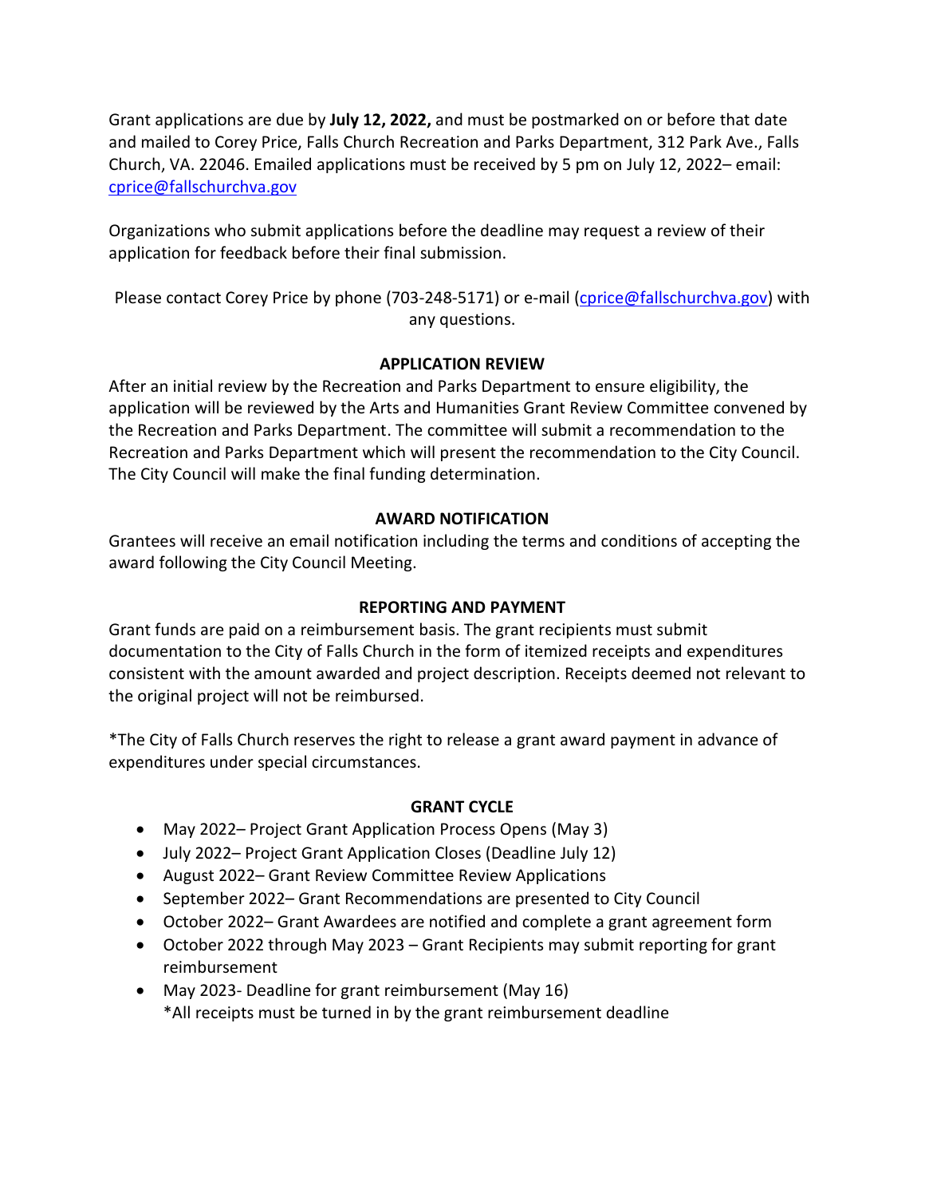Grant applications are due by **July 12, 2022,** and must be postmarked on or before that date and mailed to Corey Price, Falls Church Recreation and Parks Department, 312 Park Ave., Falls Church, VA. 22046. Emailed applications must be received by 5 pm on July 12, 2022– email: cprice@fallschurchva.gov

Organizations who submit applications before the deadline may request a review of their application for feedback before their final submission.

Please contact Corey Price by phone (703-248-5171) or e-mail (cprice@fallschurchva.gov) with any questions.

## APPLICATION REVIEW

After an initial review by the Recreation and Parks Department to ensure eligibility, the application will be reviewed by the Arts and Humanities Grant Review Committee convened by the Recreation and Parks Department. The committee will submit a recommendation to the Recreation and Parks Department which will present the recommendation to the City Council. The City Council will make the final funding determination.

## AWARD NOTIFICATION

Grantees will receive an email notification including the terms and conditions of accepting the award following the City Council Meeting.

## REPORTING AND PAYMENT

Grant funds are paid on a reimbursement basis. The grant recipients must submit documentation to the City of Falls Church in the form of itemized receipts and expenditures consistent with the amount awarded and project description. Receipts deemed not relevant to the original project will not be reimbursed.

*The City of Falls Church reserves the right to release a grant award payment in advance of expenditures under special circumstances.

## GRANT CYCLE

- May 2022– Project Grant Application Process Opens (May 3)
- July 2022– Project Grant Application Closes (Deadline July 12)
- August 2022– Grant Review Committee Review Applications
- September 2022– Grant Recommendations are presented to City Council
- October 2022– Grant Awardees are notified and complete a grant agreement form
- October 2022 through May 2023 – Grant Recipients may submit reporting for grant reimbursement
- May 2023- Deadline for grant reimbursement (May 16)
  *All receipts must be turned in by the grant reimbursement deadline